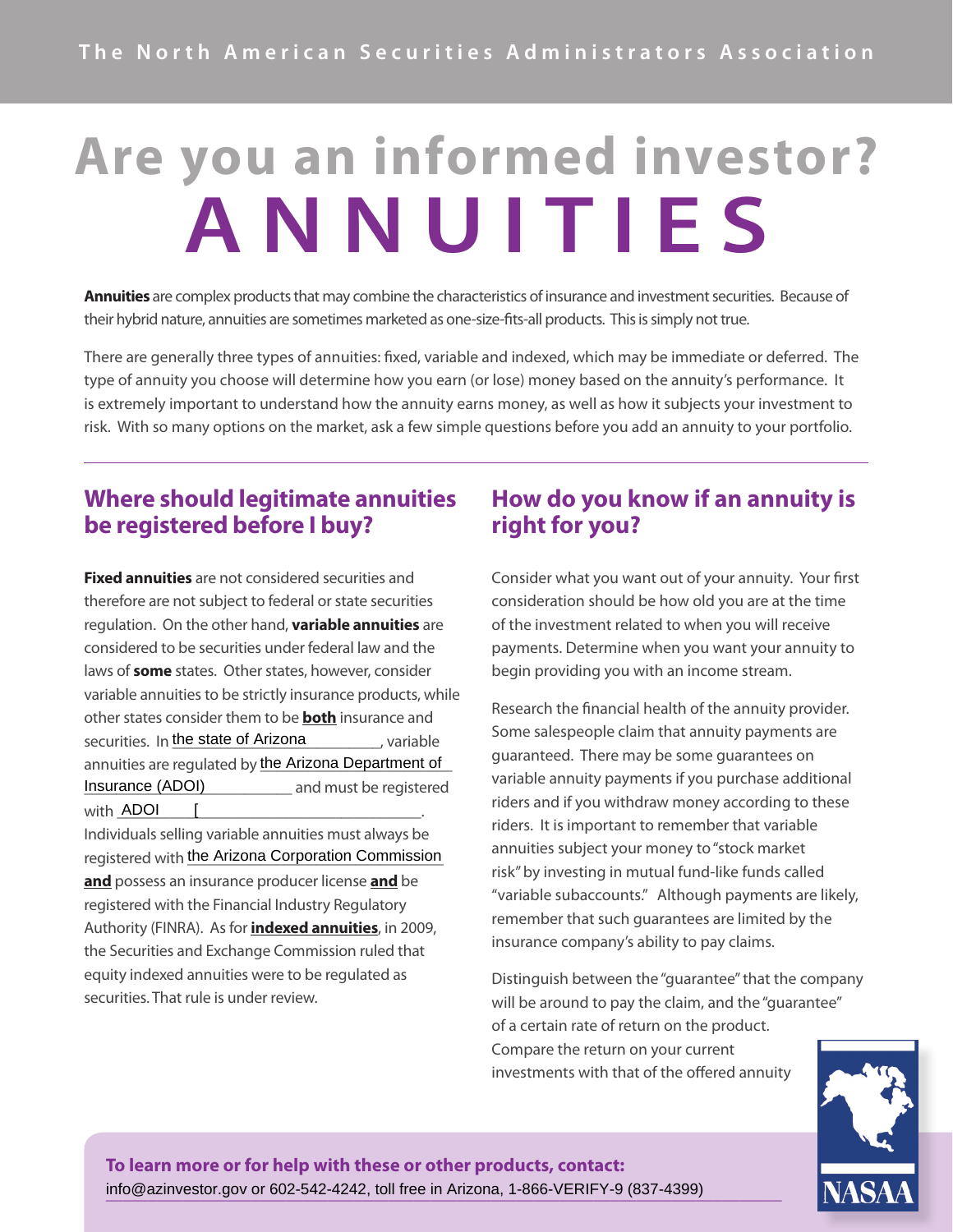The North American Securities Administrators Association

# Are you an informed investor?
# ANNUITIES

**Annuities** are complex products that may combine the characteristics of insurance and investment securities. Because of their hybrid nature, annuities are sometimes marketed as one-size-fits-all products. This is simply not true.

There are generally three types of annuities: fixed, variable and indexed, which may be immediate or deferred. The type of annuity you choose will determine how you earn (or lose) money based on the annuity's performance. It is extremely important to understand how the annuity earns money, as well as how it subjects your investment to risk. With so many options on the market, ask a few simple questions before you add an annuity to your portfolio.

---

## Where should legitimate annuities be registered before I buy?

**Fixed annuities** are not considered securities and therefore are not subject to federal or state securities regulation. On the other hand, **variable annuities** are considered to be securities under federal law and the laws of **some** states. Other states, however, consider variable annuities to be strictly insurance products, while other states consider them to be **both** insurance and securities. In the state of Arizona, variable annuities are regulated by the Arizona Department of Insurance (ADOI) and must be registered with ADOI [.
Individuals selling variable annuities must always be registered with the Arizona Corporation Commission **and** possess an insurance producer license **and** be registered with the Financial Industry Regulatory Authority (FINRA). As for **indexed annuities**, in 2009, the Securities and Exchange Commission ruled that equity indexed annuities were to be regulated as securities. That rule is under review.

## How do you know if an annuity is right for you?

Consider what you want out of your annuity. Your first consideration should be how old you are at the time of the investment related to when you will receive payments. Determine when you want your annuity to begin providing you with an income stream.

Research the financial health of the annuity provider. Some salespeople claim that annuity payments are guaranteed. There may be some guarantees on variable annuity payments if you purchase additional riders and if you withdraw money according to these riders. It is important to remember that variable annuities subject your money to "stock market risk" by investing in mutual fund-like funds called "variable subaccounts." Although payments are likely, remember that such guarantees are limited by the insurance company's ability to pay claims.

Distinguish between the "guarantee" that the company will be around to pay the claim, and the "guarantee" of a certain rate of return on the product. Compare the return on your current investments with that of the offered annuity

**To learn more or for help with these or other products, contact:**
info@azinvestor.gov or 602-542-4242, toll free in Arizona, 1-866-VERIFY-9 (837-4399)

NASAA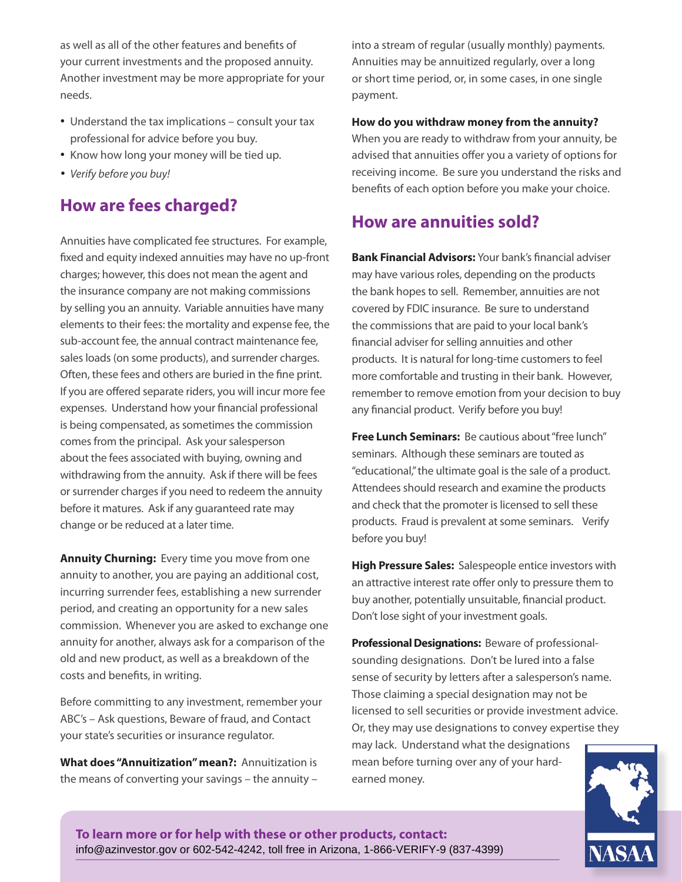as well as all of the other features and benefits of your current investments and the proposed annuity. Another investment may be more appropriate for your needs.

- Understand the tax implications – consult your tax professional for advice before you buy.
- Know how long your money will be tied up.
- *Verify before you buy!*

## How are fees charged?

Annuities have complicated fee structures. For example, fixed and equity indexed annuities may have no up-front charges; however, this does not mean the agent and the insurance company are not making commissions by selling you an annuity. Variable annuities have many elements to their fees: the mortality and expense fee, the sub-account fee, the annual contract maintenance fee, sales loads (on some products), and surrender charges. Often, these fees and others are buried in the fine print. If you are offered separate riders, you will incur more fee expenses. Understand how your financial professional is being compensated, as sometimes the commission comes from the principal. Ask your salesperson about the fees associated with buying, owning and withdrawing from the annuity. Ask if there will be fees or surrender charges if you need to redeem the annuity before it matures. Ask if any guaranteed rate may change or be reduced at a later time.

**Annuity Churning:** Every time you move from one annuity to another, you are paying an additional cost, incurring surrender fees, establishing a new surrender period, and creating an opportunity for a new sales commission. Whenever you are asked to exchange one annuity for another, always ask for a comparison of the old and new product, as well as a breakdown of the costs and benefits, in writing.

Before committing to any investment, remember your ABC's – Ask questions, Beware of fraud, and Contact your state's securities or insurance regulator.

**What does "Annuitization" mean?:** Annuitization is the means of converting your savings – the annuity – into a stream of regular (usually monthly) payments. Annuities may be annuitized regularly, over a long or short time period, or, in some cases, in one single payment.

**How do you withdraw money from the annuity?**
When you are ready to withdraw from your annuity, be advised that annuities offer you a variety of options for receiving income. Be sure you understand the risks and benefits of each option before you make your choice.

## How are annuities sold?

**Bank Financial Advisors:** Your bank's financial adviser may have various roles, depending on the products the bank hopes to sell. Remember, annuities are not covered by FDIC insurance. Be sure to understand the commissions that are paid to your local bank's financial adviser for selling annuities and other products. It is natural for long-time customers to feel more comfortable and trusting in their bank. However, remember to remove emotion from your decision to buy any financial product. Verify before you buy!

**Free Lunch Seminars:** Be cautious about "free lunch" seminars. Although these seminars are touted as "educational," the ultimate goal is the sale of a product. Attendees should research and examine the products and check that the promoter is licensed to sell these products. Fraud is prevalent at some seminars. Verify before you buy!

**High Pressure Sales:** Salespeople entice investors with an attractive interest rate offer only to pressure them to buy another, potentially unsuitable, financial product. Don't lose sight of your investment goals.

**Professional Designations:** Beware of professional-sounding designations. Don't be lured into a false sense of security by letters after a salesperson's name. Those claiming a special designation may not be licensed to sell securities or provide investment advice. Or, they may use designations to convey expertise they may lack. Understand what the designations mean before turning over any of your hard-earned money.

**To learn more or for help with these or other products, contact:**
info@azinvestor.gov or 602-542-4242, toll free in Arizona, 1-866-VERIFY-9 (837-4399)

NASAA